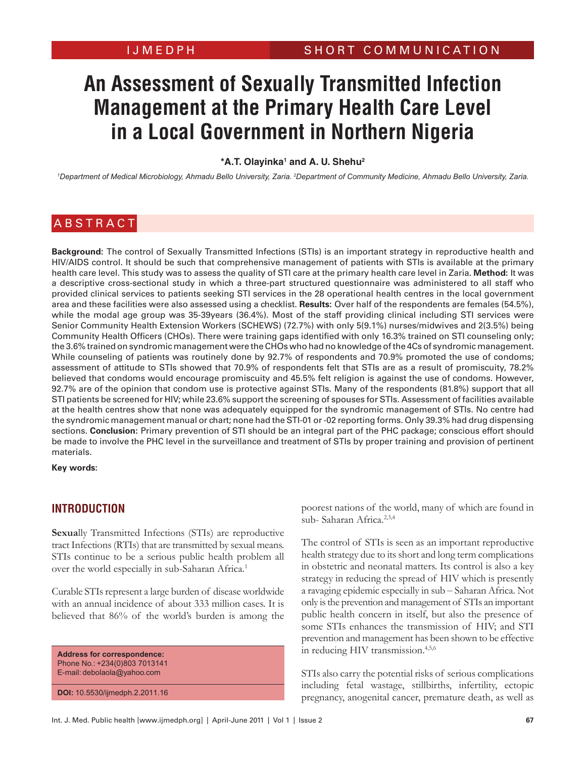# An Assessment of Sexually Transmitted Infection Management at the Primary Health Care Level in a Local Government in Northern Nigeria

**\*A.T. Olayinka[1] and A. U. Shehu[2]**

*[1]Department of Medical Microbiology, Ahmadu Bello University, Zaria. [2]Department of Community Medicine, Ahmadu Bello University, Zaria.*

## ABSTRACT

**Background:** The control of Sexually Transmitted Infections (STIs) is an important strategy in reproductive health and HIV/AIDS control. It should be such that comprehensive management of patients with STIs is available at the primary health care level. This study was to assess the quality of STI care at the primary health care level in Zaria. **Method:** It was a descriptive cross-sectional study in which a three-part structured questionnaire was administered to all staff who provided clinical services to patients seeking STI services in the 28 operational health centres in the local government area and these facilities were also assessed using a checklist. **Results:** Over half of the respondents are females (54.5%), while the modal age group was 35-39years (36.4%). Most of the staff providing clinical including STI services were Senior Community Health Extension Workers (SCHEWS) (72.7%) with only 5(9.1%) nurses/midwives and 2(3.5%) being Community Health Officers (CHOs). There were training gaps identified with only 16.3% trained on STI counseling only; the 3.6% trained on syndromic management were the CHOs who had no knowledge of the 4Cs of syndromic management. While counseling of patients was routinely done by 92.7% of respondents and 70.9% promoted the use of condoms; assessment of attitude to STIs showed that 70.9% of respondents felt that STIs are as a result of promiscuity, 78.2% believed that condoms would encourage promiscuity and 45.5% felt religion is against the use of condoms. However, 92.7% are of the opinion that condom use is protective against STIs. Many of the respondents (81.8%) support that all STI patients be screened for HIV; while 23.6% support the screening of spouses for STIs. Assessment of facilities available at the health centres show that none was adequately equipped for the syndromic management of STIs. No centre had the syndromic management manual or chart; none had the STI-01 or -02 reporting forms. Only 39.3% had drug dispensing sections. **Conclusion:** Primary prevention of STI should be an integral part of the PHC package; conscious effort should be made to involve the PHC level in the surveillance and treatment of STIs by proper training and provision of pertinent materials.

**Key words:**

## INTRODUCTION

**Sexua**lly Transmitted Infections (STIs) are reproductive tract Infections (RTIs) that are transmitted by sexual means. STIs continue to be a serious public health problem all over the world especially in sub-Saharan Africa.[1]

Curable STIs represent a large burden of disease worldwide with an annual incidence of about 333 million cases. It is believed that 86% of the world's burden is among the poorest nations of the world, many of which are found in sub- Saharan Africa.[2,3,4]

The control of STIs is seen as an important reproductive health strategy due to its short and long term complications in obstetric and neonatal matters. Its control is also a key strategy in reducing the spread of HIV which is presently a ravaging epidemic especially in sub – Saharan Africa. Not only is the prevention and management of STIs an important public health concern in itself, but also the presence of some STIs enhances the transmission of HIV; and STI prevention and management has been shown to be effective in reducing HIV transmission.[4,5,6]

STIs also carry the potential risks of serious complications including fetal wastage, stillbirths, infertility, ectopic pregnancy, anogenital cancer, premature death, as well as

**Address for correspondence:**
Phone No.: +234(0)803 7013141
E-mail: debolaola@yahoo.com

**DOI:** 10.5530/ijmedph.2.2011.16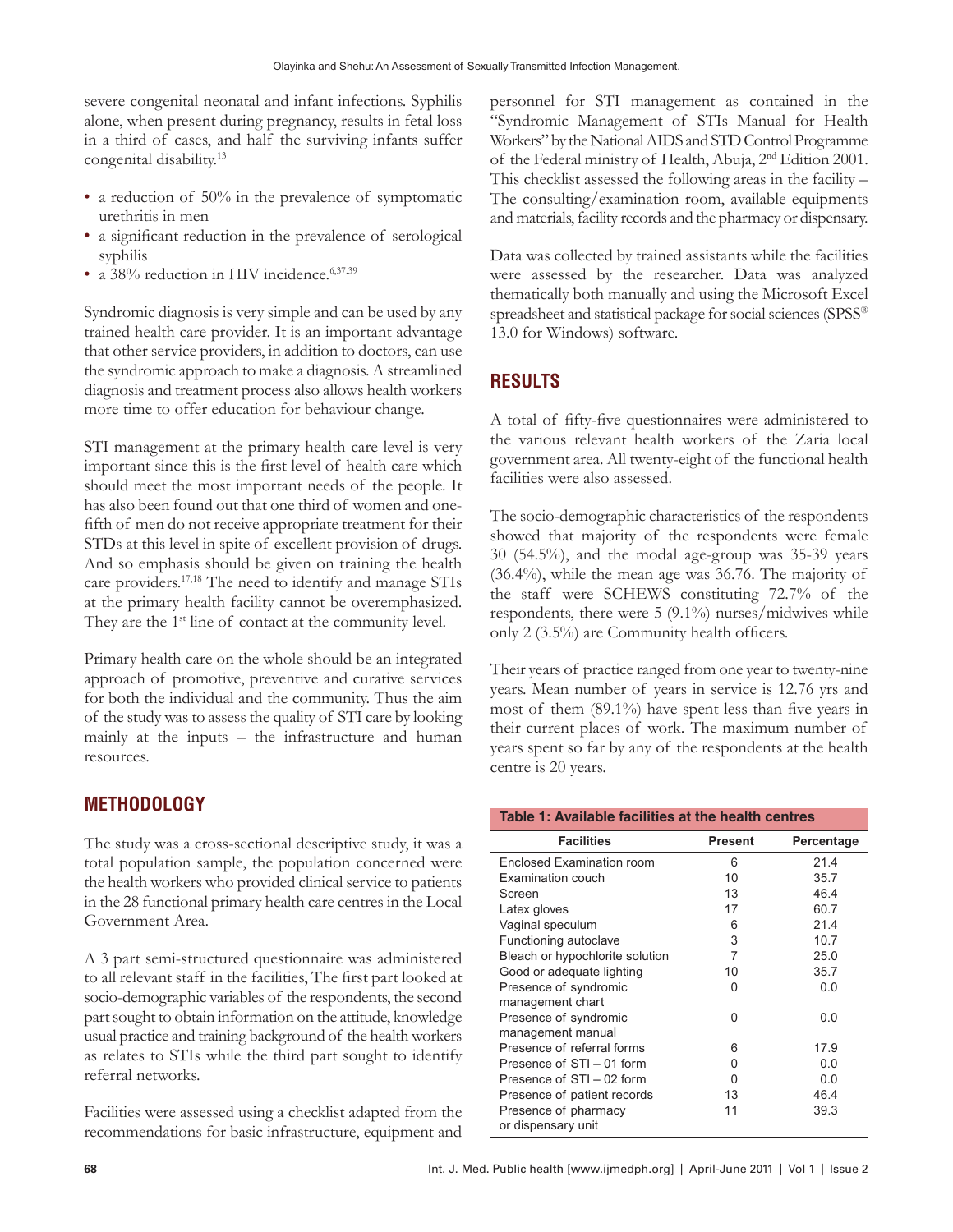severe congenital neonatal and infant infections. Syphilis alone, when present during pregnancy, results in fetal loss in a third of cases, and half the surviving infants suffer congenital disability.[13]

- a reduction of 50% in the prevalence of symptomatic urethritis in men
- a significant reduction in the prevalence of serological syphilis
- a 38% reduction in HIV incidence.[6,37,39]

Syndromic diagnosis is very simple and can be used by any trained health care provider. It is an important advantage that other service providers, in addition to doctors, can use the syndromic approach to make a diagnosis. A streamlined diagnosis and treatment process also allows health workers more time to offer education for behaviour change.

STI management at the primary health care level is very important since this is the first level of health care which should meet the most important needs of the people. It has also been found out that one third of women and one-fifth of men do not receive appropriate treatment for their STDs at this level in spite of excellent provision of drugs. And so emphasis should be given on training the health care providers.[17,18] The need to identify and manage STIs at the primary health facility cannot be overemphasized. They are the 1st line of contact at the community level.

Primary health care on the whole should be an integrated approach of promotive, preventive and curative services for both the individual and the community. Thus the aim of the study was to assess the quality of STI care by looking mainly at the inputs – the infrastructure and human resources.

## METHODOLOGY

The study was a cross-sectional descriptive study, it was a total population sample, the population concerned were the health workers who provided clinical service to patients in the 28 functional primary health care centres in the Local Government Area.

A 3 part semi-structured questionnaire was administered to all relevant staff in the facilities, The first part looked at socio-demographic variables of the respondents, the second part sought to obtain information on the attitude, knowledge usual practice and training background of the health workers as relates to STIs while the third part sought to identify referral networks.

Facilities were assessed using a checklist adapted from the recommendations for basic infrastructure, equipment and personnel for STI management as contained in the "Syndromic Management of STIs Manual for Health Workers" by the National AIDS and STD Control Programme of the Federal ministry of Health, Abuja, 2nd Edition 2001. This checklist assessed the following areas in the facility – The consulting/examination room, available equipments and materials, facility records and the pharmacy or dispensary.

Data was collected by trained assistants while the facilities were assessed by the researcher. Data was analyzed thematically both manually and using the Microsoft Excel spreadsheet and statistical package for social sciences (SPSS® 13.0 for Windows) software.

## RESULTS

A total of fifty-five questionnaires were administered to the various relevant health workers of the Zaria local government area. All twenty-eight of the functional health facilities were also assessed.

The socio-demographic characteristics of the respondents showed that majority of the respondents were female 30 (54.5%), and the modal age-group was 35-39 years (36.4%), while the mean age was 36.76. The majority of the staff were SCHEWS constituting 72.7% of the respondents, there were 5 (9.1%) nurses/midwives while only 2 (3.5%) are Community health officers.

Their years of practice ranged from one year to twenty-nine years. Mean number of years in service is 12.76 yrs and most of them (89.1%) have spent less than five years in their current places of work. The maximum number of years spent so far by any of the respondents at the health centre is 20 years.

**Table 1: Available facilities at the health centres**

| Facilities | Present | Percentage |
|---|---|---|
| Enclosed Examination room | 6 | 21.4 |
| Examination couch | 10 | 35.7 |
| Screen | 13 | 46.4 |
| Latex gloves | 17 | 60.7 |
| Vaginal speculum | 6 | 21.4 |
| Functioning autoclave | 3 | 10.7 |
| Bleach or hypochlorite solution | 7 | 25.0 |
| Good or adequate lighting | 10 | 35.7 |
| Presence of syndromic management chart | 0 | 0.0 |
| Presence of syndromic management manual | 0 | 0.0 |
| Presence of referral forms | 6 | 17.9 |
| Presence of STI – 01 form | 0 | 0.0 |
| Presence of STI – 02 form | 0 | 0.0 |
| Presence of patient records | 13 | 46.4 |
| Presence of pharmacy or dispensary unit | 11 | 39.3 |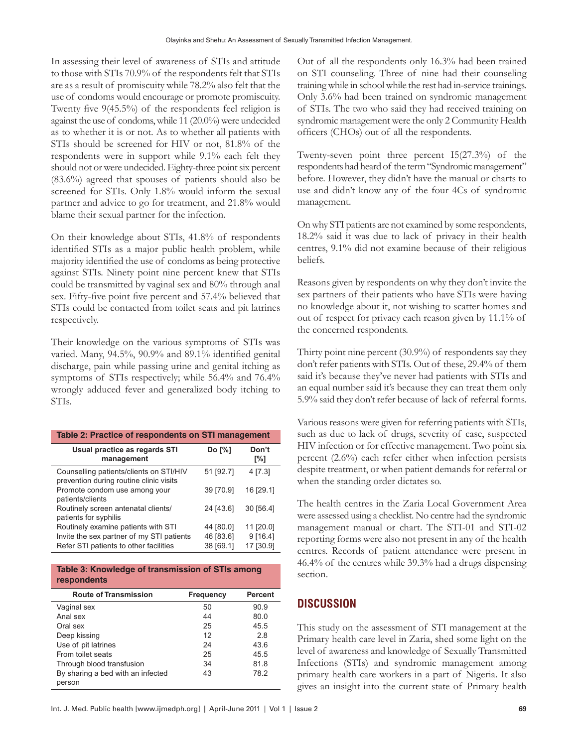In assessing their level of awareness of STIs and attitude to those with STIs 70.9% of the respondents felt that STIs are as a result of promiscuity while 78.2% also felt that the use of condoms would encourage or promote promiscuity. Twenty five 9(45.5%) of the respondents feel religion is against the use of condoms, while 11 (20.0%) were undecided as to whether it is or not. As to whether all patients with STIs should be screened for HIV or not, 81.8% of the respondents were in support while 9.1% each felt they should not or were undecided. Eighty-three point six percent (83.6%) agreed that spouses of patients should also be screened for STIs. Only 1.8% would inform the sexual partner and advice to go for treatment, and 21.8% would blame their sexual partner for the infection.

On their knowledge about STIs, 41.8% of respondents identified STIs as a major public health problem, while majority identified the use of condoms as being protective against STIs. Ninety point nine percent knew that STIs could be transmitted by vaginal sex and 80% through anal sex. Fifty-five point five percent and 57.4% believed that STIs could be contacted from toilet seats and pit latrines respectively.

Their knowledge on the various symptoms of STIs was varied. Many, 94.5%, 90.9% and 89.1% identified genital discharge, pain while passing urine and genital itching as symptoms of STIs respectively; while 56.4% and 76.4% wrongly adduced fever and generalized body itching to STIs.

**Table 2: Practice of respondents on STI management**

| Usual practice as regards STI management | Do [%] | Don't [%] |
|---|---|---|
| Counselling patients/clients on STI/HIV prevention during routine clinic visits | 51 [92.7] | 4 [7.3] |
| Promote condom use among your patients/clients | 39 [70.9] | 16 [29.1] |
| Routinely screen antenatal clients/patients for syphilis | 24 [43.6] | 30 [56.4] |
| Routinely examine patients with STI | 44 [80.0] | 11 [20.0] |
| Invite the sex partner of my STI patients | 46 [83.6] | 9 [16.4] |
| Refer STI patients to other facilities | 38 [69.1] | 17 [30.9] |

**Table 3: Knowledge of transmission of STIs among respondents**

| Route of Transmission | Frequency | Percent |
|---|---|---|
| Vaginal sex | 50 | 90.9 |
| Anal sex | 44 | 80.0 |
| Oral sex | 25 | 45.5 |
| Deep kissing | 12 | 2.8 |
| Use of pit latrines | 24 | 43.6 |
| From toilet seats | 25 | 45.5 |
| Through blood transfusion | 34 | 81.8 |
| By sharing a bed with an infected person | 43 | 78.2 |

Out of all the respondents only 16.3% had been trained on STI counseling. Three of nine had their counseling training while in school while the rest had in-service trainings. Only 3.6% had been trained on syndromic management of STIs. The two who said they had received training on syndromic management were the only 2 Community Health officers (CHOs) out of all the respondents.

Twenty-seven point three percent I5(27.3%) of the respondents had heard of the term "Syndromic management" before. However, they didn't have the manual or charts to use and didn't know any of the four 4Cs of syndromic management.

On why STI patients are not examined by some respondents, 18.2% said it was due to lack of privacy in their health centres, 9.1% did not examine because of their religious beliefs.

Reasons given by respondents on why they don't invite the sex partners of their patients who have STIs were having no knowledge about it, not wishing to scatter homes and out of respect for privacy each reason given by 11.1% of the concerned respondents.

Thirty point nine percent (30.9%) of respondents say they don't refer patients with STIs. Out of these, 29.4% of them said it's because they've never had patients with STIs and an equal number said it's because they can treat them only 5.9% said they don't refer because of lack of referral forms.

Various reasons were given for referring patients with STIs, such as due to lack of drugs, severity of case, suspected HIV infection or for effective management. Two point six percent (2.6%) each refer either when infection persists despite treatment, or when patient demands for referral or when the standing order dictates so.

The health centres in the Zaria Local Government Area were assessed using a checklist. No centre had the syndromic management manual or chart. The STI-01 and STI-02 reporting forms were also not present in any of the health centres. Records of patient attendance were present in 46.4% of the centres while 39.3% had a drugs dispensing section.

## DISCUSSION

This study on the assessment of STI management at the Primary health care level in Zaria, shed some light on the level of awareness and knowledge of Sexually Transmitted Infections (STIs) and syndromic management among primary health care workers in a part of Nigeria. It also gives an insight into the current state of Primary health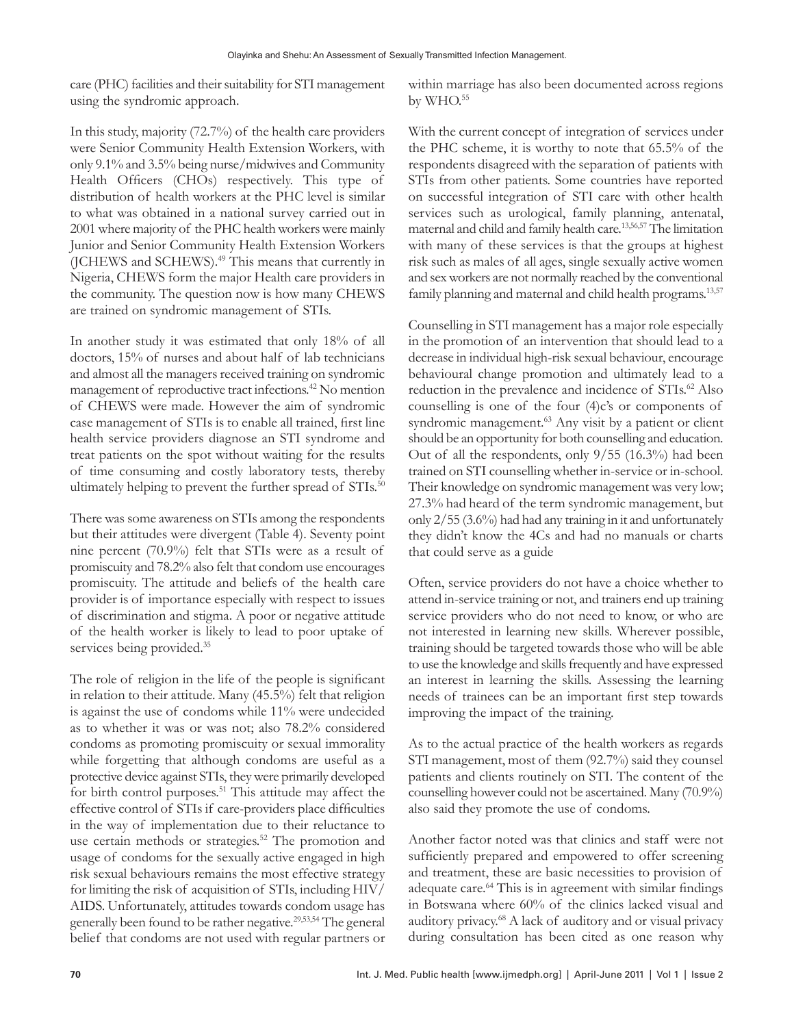care (PHC) facilities and their suitability for STI management using the syndromic approach.

In this study, majority (72.7%) of the health care providers were Senior Community Health Extension Workers, with only 9.1% and 3.5% being nurse/midwives and Community Health Officers (CHOs) respectively. This type of distribution of health workers at the PHC level is similar to what was obtained in a national survey carried out in 2001 where majority of the PHC health workers were mainly Junior and Senior Community Health Extension Workers (JCHEWS and SCHEWS).[49] This means that currently in Nigeria, CHEWS form the major Health care providers in the community. The question now is how many CHEWS are trained on syndromic management of STIs.

In another study it was estimated that only 18% of all doctors, 15% of nurses and about half of lab technicians and almost all the managers received training on syndromic management of reproductive tract infections.[42] No mention of CHEWS were made. However the aim of syndromic case management of STIs is to enable all trained, first line health service providers diagnose an STI syndrome and treat patients on the spot without waiting for the results of time consuming and costly laboratory tests, thereby ultimately helping to prevent the further spread of STIs.[50]

There was some awareness on STIs among the respondents but their attitudes were divergent (Table 4). Seventy point nine percent (70.9%) felt that STIs were as a result of promiscuity and 78.2% also felt that condom use encourages promiscuity. The attitude and beliefs of the health care provider is of importance especially with respect to issues of discrimination and stigma. A poor or negative attitude of the health worker is likely to lead to poor uptake of services being provided.[35]

The role of religion in the life of the people is significant in relation to their attitude. Many (45.5%) felt that religion is against the use of condoms while 11% were undecided as to whether it was or was not; also 78.2% considered condoms as promoting promiscuity or sexual immorality while forgetting that although condoms are useful as a protective device against STIs, they were primarily developed for birth control purposes.[51] This attitude may affect the effective control of STIs if care-providers place difficulties in the way of implementation due to their reluctance to use certain methods or strategies.[52] The promotion and usage of condoms for the sexually active engaged in high risk sexual behaviours remains the most effective strategy for limiting the risk of acquisition of STIs, including HIV/AIDS. Unfortunately, attitudes towards condom usage has generally been found to be rather negative.[29,53,54] The general belief that condoms are not used with regular partners or within marriage has also been documented across regions by WHO.[55]

With the current concept of integration of services under the PHC scheme, it is worthy to note that 65.5% of the respondents disagreed with the separation of patients with STIs from other patients. Some countries have reported on successful integration of STI care with other health services such as urological, family planning, antenatal, maternal and child and family health care.[13,56,57] The limitation with many of these services is that the groups at highest risk such as males of all ages, single sexually active women and sex workers are not normally reached by the conventional family planning and maternal and child health programs.[13,57]

Counselling in STI management has a major role especially in the promotion of an intervention that should lead to a decrease in individual high-risk sexual behaviour, encourage behavioural change promotion and ultimately lead to a reduction in the prevalence and incidence of STIs.[62] Also counselling is one of the four (4)c's or components of syndromic management.[63] Any visit by a patient or client should be an opportunity for both counselling and education. Out of all the respondents, only 9/55 (16.3%) had been trained on STI counselling whether in-service or in-school. Their knowledge on syndromic management was very low; 27.3% had heard of the term syndromic management, but only 2/55 (3.6%) had had any training in it and unfortunately they didn't know the 4Cs and had no manuals or charts that could serve as a guide

Often, service providers do not have a choice whether to attend in-service training or not, and trainers end up training service providers who do not need to know, or who are not interested in learning new skills. Wherever possible, training should be targeted towards those who will be able to use the knowledge and skills frequently and have expressed an interest in learning the skills. Assessing the learning needs of trainees can be an important first step towards improving the impact of the training.

As to the actual practice of the health workers as regards STI management, most of them (92.7%) said they counsel patients and clients routinely on STI. The content of the counselling however could not be ascertained. Many (70.9%) also said they promote the use of condoms.

Another factor noted was that clinics and staff were not sufficiently prepared and empowered to offer screening and treatment, these are basic necessities to provision of adequate care.[64] This is in agreement with similar findings in Botswana where 60% of the clinics lacked visual and auditory privacy.[68] A lack of auditory and or visual privacy during consultation has been cited as one reason why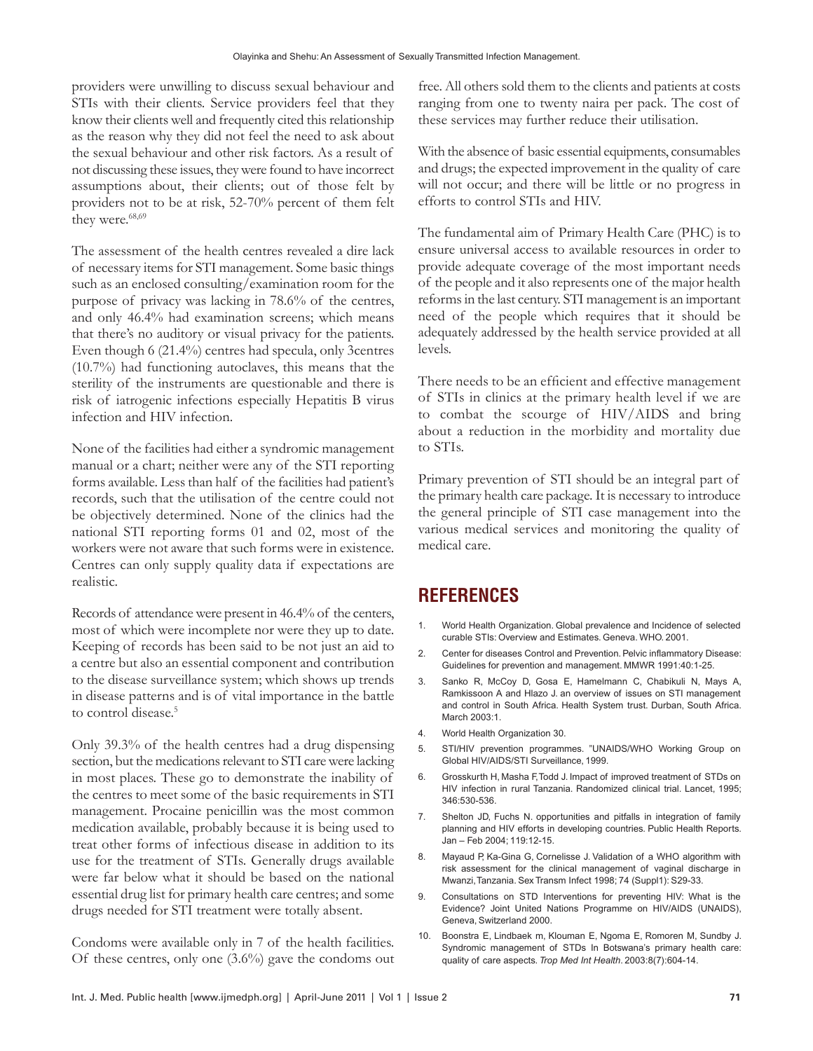providers were unwilling to discuss sexual behaviour and STIs with their clients. Service providers feel that they know their clients well and frequently cited this relationship as the reason why they did not feel the need to ask about the sexual behaviour and other risk factors. As a result of not discussing these issues, they were found to have incorrect assumptions about, their clients; out of those felt by providers not to be at risk, 52-70% percent of them felt they were.[68,69]

The assessment of the health centres revealed a dire lack of necessary items for STI management. Some basic things such as an enclosed consulting/examination room for the purpose of privacy was lacking in 78.6% of the centres, and only 46.4% had examination screens; which means that there's no auditory or visual privacy for the patients. Even though 6 (21.4%) centres had specula, only 3centres (10.7%) had functioning autoclaves, this means that the sterility of the instruments are questionable and there is risk of iatrogenic infections especially Hepatitis B virus infection and HIV infection.

None of the facilities had either a syndromic management manual or a chart; neither were any of the STI reporting forms available. Less than half of the facilities had patient's records, such that the utilisation of the centre could not be objectively determined. None of the clinics had the national STI reporting forms 01 and 02, most of the workers were not aware that such forms were in existence. Centres can only supply quality data if expectations are realistic.

Records of attendance were present in 46.4% of the centers, most of which were incomplete nor were they up to date. Keeping of records has been said to be not just an aid to a centre but also an essential component and contribution to the disease surveillance system; which shows up trends in disease patterns and is of vital importance in the battle to control disease.[5]

Only 39.3% of the health centres had a drug dispensing section, but the medications relevant to STI care were lacking in most places. These go to demonstrate the inability of the centres to meet some of the basic requirements in STI management. Procaine penicillin was the most common medication available, probably because it is being used to treat other forms of infectious disease in addition to its use for the treatment of STIs. Generally drugs available were far below what it should be based on the national essential drug list for primary health care centres; and some drugs needed for STI treatment were totally absent.

Condoms were available only in 7 of the health facilities. Of these centres, only one (3.6%) gave the condoms out free. All others sold them to the clients and patients at costs ranging from one to twenty naira per pack. The cost of these services may further reduce their utilisation.

With the absence of basic essential equipments, consumables and drugs; the expected improvement in the quality of care will not occur; and there will be little or no progress in efforts to control STIs and HIV.

The fundamental aim of Primary Health Care (PHC) is to ensure universal access to available resources in order to provide adequate coverage of the most important needs of the people and it also represents one of the major health reforms in the last century. STI management is an important need of the people which requires that it should be adequately addressed by the health service provided at all levels.

There needs to be an efficient and effective management of STIs in clinics at the primary health level if we are to combat the scourge of HIV/AIDS and bring about a reduction in the morbidity and mortality due to STIs.

Primary prevention of STI should be an integral part of the primary health care package. It is necessary to introduce the general principle of STI case management into the various medical services and monitoring the quality of medical care.

## REFERENCES

1. World Health Organization. Global prevalence and Incidence of selected curable STIs: Overview and Estimates. Geneva. WHO. 2001.
2. Center for diseases Control and Prevention. Pelvic inflammatory Disease: Guidelines for prevention and management. MMWR 1991:40:1-25.
3. Sanko R, McCoy D, Gosa E, Hamelmann C, Chabikuli N, Mays A, Ramkissoon A and Hlazo J. an overview of issues on STI management and control in South Africa. Health System trust. Durban, South Africa. March 2003:1.
4. World Health Organization 30.
5. STI/HIV prevention programmes. "UNAIDS/WHO Working Group on Global HIV/AIDS/STI Surveillance, 1999.
6. Grosskurth H, Masha F,Todd J. Impact of improved treatment of STDs on HIV infection in rural Tanzania. Randomized clinical trial. Lancet, 1995; 346:530-536.
7. Shelton JD, Fuchs N. opportunities and pitfalls in integration of family planning and HIV efforts in developing countries. Public Health Reports. Jan – Feb 2004; 119:12-15.
8. Mayaud P, Ka-Gina G, Cornelisse J. Validation of a WHO algorithm with risk assessment for the clinical management of vaginal discharge in Mwanzi,Tanzania. Sex Transm Infect 1998; 74 (Suppl1): S29-33.
9. Consultations on STD Interventions for preventing HIV: What is the Evidence? Joint United Nations Programme on HIV/AIDS (UNAIDS), Geneva, Switzerland 2000.
10. Boonstra E, Lindbaek m, Klouman E, Ngoma E, Romoren M, Sundby J. Syndromic management of STDs In Botswana's primary health care: quality of care aspects. *Trop Med Int Health*. 2003:8(7):604-14.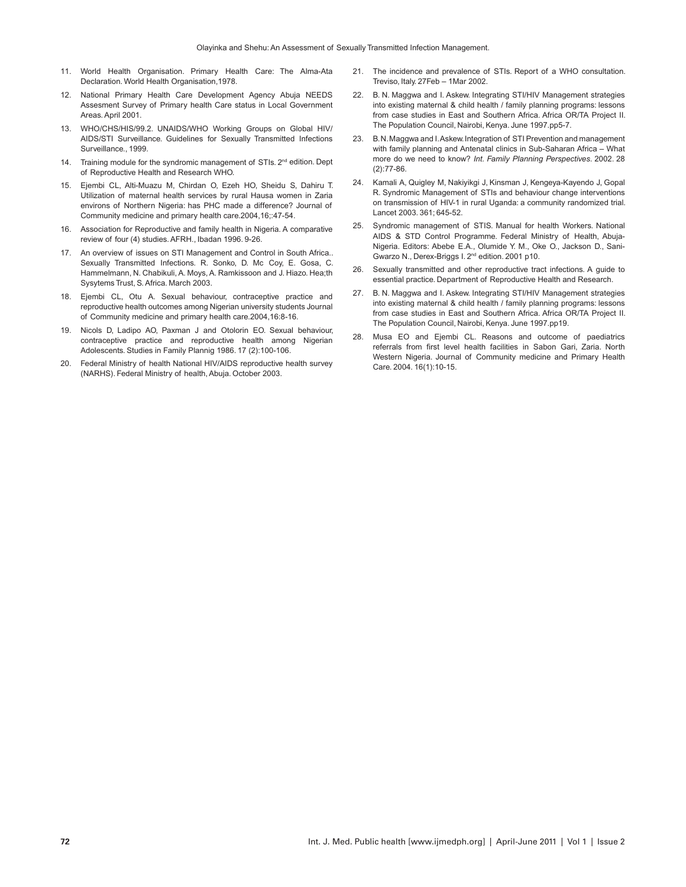11. World Health Organisation. Primary Health Care: The Alma-Ata Declaration. World Health Organisation,1978.
12. National Primary Health Care Development Agency Abuja NEEDS Assesment Survey of Primary health Care status in Local Government Areas. April 2001.
13. WHO/CHS/HIS/99.2. UNAIDS/WHO Working Groups on Global HIV/AIDS/STI Surveillance. Guidelines for Sexually Transmitted Infections Surveillance., 1999.
14. Training module for the syndromic management of STIs. 2nd edition. Dept of Reproductive Health and Research WHO.
15. Ejembi CL, Alti-Muazu M, Chirdan O, Ezeh HO, Sheidu S, Dahiru T. Utilization of maternal health services by rural Hausa women in Zaria environs of Northern Nigeria: has PHC made a difference? Journal of Community medicine and primary health care.2004,16;:47-54.
16. Association for Reproductive and family health in Nigeria. A comparative review of four (4) studies. AFRH., Ibadan 1996. 9-26.
17. An overview of issues on STI Management and Control in South Africa.. Sexually Transmitted Infections. R. Sonko, D. Mc Coy, E. Gosa, C. Hammelmann, N. Chabikuli, A. Moys, A. Ramkissoon and J. Hiazo. Hea;th Sysytems Trust, S. Africa. March 2003.
18. Ejembi CL, Otu A. Sexual behaviour, contraceptive practice and reproductive health outcomes among Nigerian university students Journal of Community medicine and primary health care.2004,16:8-16.
19. Nicols D, Ladipo AO, Paxman J and Otolorin EO. Sexual behaviour, contraceptive practice and reproductive health among Nigerian Adolescents. Studies in Family Plannig 1986. 17 (2):100-106.
20. Federal Ministry of health National HIV/AIDS reproductive health survey (NARHS). Federal Ministry of health, Abuja. October 2003.
21. The incidence and prevalence of STIs. Report of a WHO consultation. Treviso, Italy. 27Feb – 1Mar 2002.
22. B. N. Maggwa and I. Askew. Integrating STI/HIV Management strategies into existing maternal & child health / family planning programs: lessons from case studies in East and Southern Africa. Africa OR/TA Project II. The Population Council, Nairobi, Kenya. June 1997.pp5-7.
23. B. N. Maggwa and I. Askew. Integration of STI Prevention and management with family planning and Antenatal clinics in Sub-Saharan Africa – What more do we need to know? *Int. Family Planning Perspectives*. 2002. 28 (2):77-86.
24. Kamali A, Quigley M, Nakiyikgi J, Kinsman J, Kengeya-Kayendo J, Gopal R. Syndromic Management of STIs and behaviour change interventions on transmission of HIV-1 in rural Uganda: a community randomized trial. Lancet 2003. 361; 645-52.
25. Syndromic management of STIS. Manual for health Workers. National AIDS & STD Control Programme. Federal Ministry of Health, Abuja-Nigeria. Editors: Abebe E.A., Olumide Y. M., Oke O., Jackson D., Sani-Gwarzo N., Derex-Briggs I. 2nd edition. 2001 p10.
26. Sexually transmitted and other reproductive tract infections. A guide to essential practice. Department of Reproductive Health and Research.
27. B. N. Maggwa and I. Askew. Integrating STI/HIV Management strategies into existing maternal & child health / family planning programs: lessons from case studies in East and Southern Africa. Africa OR/TA Project II. The Population Council, Nairobi, Kenya. June 1997.pp19.
28. Musa EO and Ejembi CL. Reasons and outcome of paediatrics referrals from first level health facilities in Sabon Gari, Zaria. North Western Nigeria. Journal of Community medicine and Primary Health Care. 2004. 16(1):10-15.